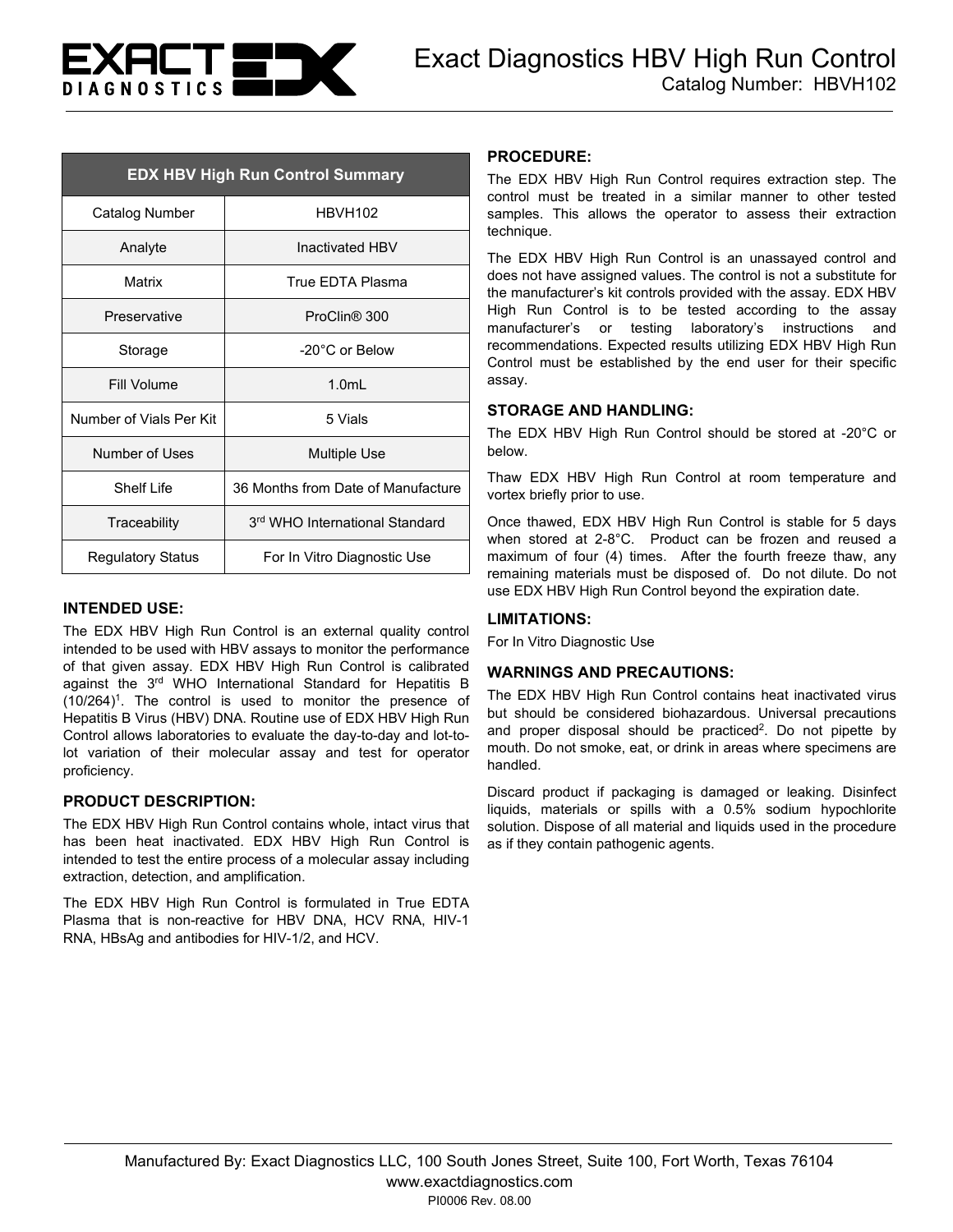# Exact Diagnostics HBV High Run Control

Catalog Number: HBVH102

| EDX HBV High Run Control Summary | |
|---|---|
| Catalog Number | HBVH102 |
| Analyte | Inactivated HBV |
| Matrix | True EDTA Plasma |
| Preservative | ProClin® 300 |
| Storage | -20°C or Below |
| Fill Volume | 1.0mL |
| Number of Vials Per Kit | 5 Vials |
| Number of Uses | Multiple Use |
| Shelf Life | 36 Months from Date of Manufacture |
| Traceability | 3rd WHO International Standard |
| Regulatory Status | For In Vitro Diagnostic Use |

## INTENDED USE:

The EDX HBV High Run Control is an external quality control intended to be used with HBV assays to monitor the performance of that given assay. EDX HBV High Run Control is calibrated against the 3rd WHO International Standard for Hepatitis B (10/264)[1]. The control is used to monitor the presence of Hepatitis B Virus (HBV) DNA. Routine use of EDX HBV High Run Control allows laboratories to evaluate the day-to-day and lot-to-lot variation of their molecular assay and test for operator proficiency.

## PRODUCT DESCRIPTION:

The EDX HBV High Run Control contains whole, intact virus that has been heat inactivated. EDX HBV High Run Control is intended to test the entire process of a molecular assay including extraction, detection, and amplification.

The EDX HBV High Run Control is formulated in True EDTA Plasma that is non-reactive for HBV DNA, HCV RNA, HIV-1 RNA, HBsAg and antibodies for HIV-1/2, and HCV.

## PROCEDURE:

The EDX HBV High Run Control requires extraction step. The control must be treated in a similar manner to other tested samples. This allows the operator to assess their extraction technique.

The EDX HBV High Run Control is an unassayed control and does not have assigned values. The control is not a substitute for the manufacturer's kit controls provided with the assay. EDX HBV High Run Control is to be tested according to the assay manufacturer's or testing laboratory's instructions and recommendations. Expected results utilizing EDX HBV High Run Control must be established by the end user for their specific assay.

## STORAGE AND HANDLING:

The EDX HBV High Run Control should be stored at -20°C or below.

Thaw EDX HBV High Run Control at room temperature and vortex briefly prior to use.

Once thawed, EDX HBV High Run Control is stable for 5 days when stored at 2-8°C. Product can be frozen and reused a maximum of four (4) times. After the fourth freeze thaw, any remaining materials must be disposed of. Do not dilute. Do not use EDX HBV High Run Control beyond the expiration date.

## LIMITATIONS:

For In Vitro Diagnostic Use

## WARNINGS AND PRECAUTIONS:

The EDX HBV High Run Control contains heat inactivated virus but should be considered biohazardous. Universal precautions and proper disposal should be practiced[2]. Do not pipette by mouth. Do not smoke, eat, or drink in areas where specimens are handled.

Discard product if packaging is damaged or leaking. Disinfect liquids, materials or spills with a 0.5% sodium hypochlorite solution. Dispose of all material and liquids used in the procedure as if they contain pathogenic agents.

Manufactured By: Exact Diagnostics LLC, 100 South Jones Street, Suite 100, Fort Worth, Texas 76104

www.exactdiagnostics.com

PI0006 Rev. 08.00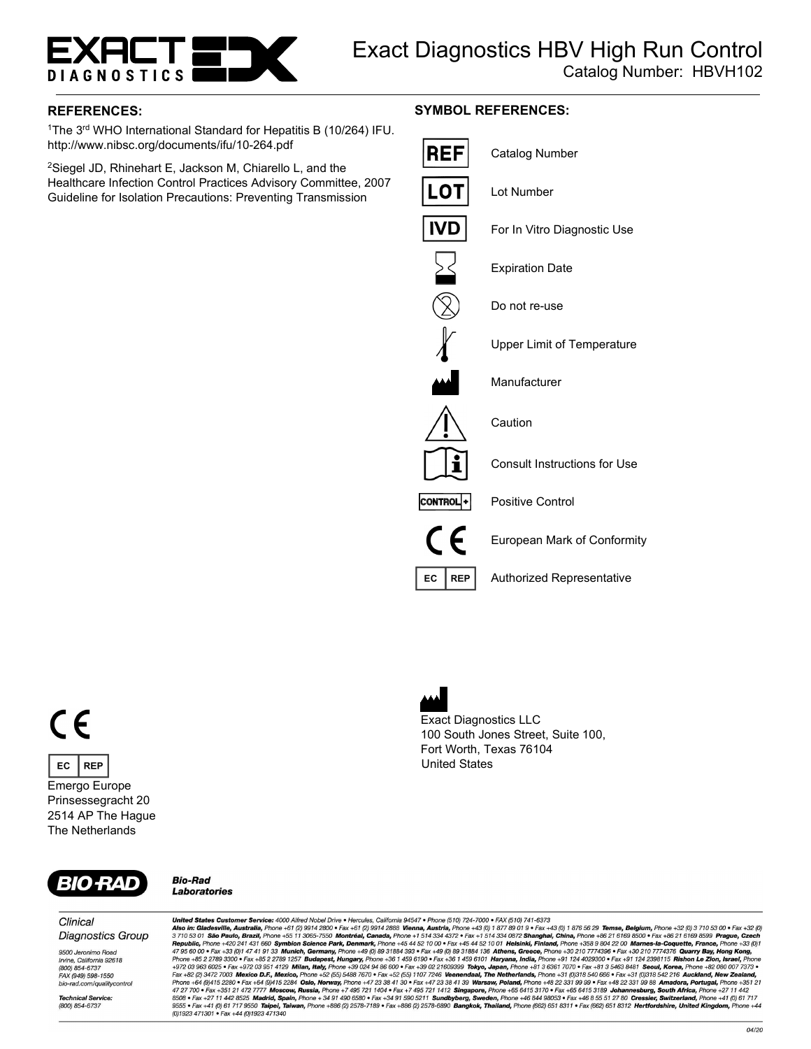# Exact Diagnostics HBV High Run Control

Catalog Number: HBVH102

## REFERENCES:

[1]The 3rd WHO International Standard for Hepatitis B (10/264) IFU. http://www.nibsc.org/documents/ifu/10-264.pdf

[2]Siegel JD, Rhinehart E, Jackson M, Chiarello L, and the Healthcare Infection Control Practices Advisory Committee, 2007 Guideline for Isolation Precautions: Preventing Transmission

## SYMBOL REFERENCES:

| Symbol | Meaning |
|---|---|
| REF | Catalog Number |
| LOT | Lot Number |
| IVD | For In Vitro Diagnostic Use |
| | Expiration Date |
| | Do not re-use |
| | Upper Limit of Temperature |
| | Manufacturer |
| | Caution |
| | Consult Instructions for Use |
| CONTROL + | Positive Control |
| CE | European Mark of Conformity |
| EC REP | Authorized Representative |

CE

EC REP

Emergo Europe
Prinsessegracht 20
2514 AP The Hague
The Netherlands

Exact Diagnostics LLC
100 South Jones Street, Suite 100,
Fort Worth, Texas 76104
United States

BIO-RAD

**Bio-Rad Laboratories**

*Clinical Diagnostics Group*

*9500 Jeronimo Road*
*Irvine, California 92618*
*(800) 854-6737*
*FAX (949) 598-1550*
*bio-rad.com/qualitycontrol*

***Technical Service:***
*(800) 854-6737*

***United States Customer Service:*** *4000 Alfred Nobel Drive • Hercules, California 94547 • Phone (510) 724-7000 • FAX (510) 741-6373*
***Also in: Gladesville, Australia,*** *Phone +61 (2) 9914 2800 • Fax +61 (2) 9914 2888* ***Vienna, Austria,*** *Phone +43 (0) 1 877 89 01 9 • Fax +43 (0) 1 876 56 29* ***Temse, Belgium,*** *Phone +32 (0) 3 710 53 00 • Fax +32 (0) 3 710 53 01* ***São Paulo, Brazil,*** *Phone +55 11 3065-7550* ***Montréal, Canada,*** *Phone +1 514 334 4372 • Fax +1 514 334 0872* ***Shanghai, China,*** *Phone +86 21 6169 8500 • Fax +86 21 6169 8599* ***Prague, Czech Republic,*** *Phone +420 241 431 660* ***Symbion Science Park, Denmark,*** *Phone +45 44 52 10 00 • Fax +45 44 52 10 01* ***Helsinki, Finland,*** *Phone +358 9 804 22 00* ***Marnes-la-Coquette, France,*** *Phone +33 (0)1 47 95 60 00 • Fax +33 (0)1 47 41 91 33* ***Munich, Germany,*** *Phone +49 (0) 89 31884 393 • Fax +49 (0) 89 31884 136* ***Athens, Greece,*** *Phone +30 210 7774396 • Fax +30 210 7774376* ***Quarry Bay, Hong Kong,*** *Phone +85 2 2789 3300 • Fax +85 2 2789 1257* ***Budapest, Hungary,*** *Phone +36 1 459 6190 • Fax +36 1 459 6101* ***Haryana, India,*** *Phone +91 124 4029300 • Fax +91 124 2398115* ***Rishon Le Zion, Israel,*** *Phone +972 03 963 6025 • Fax +972 03 951 4129* ***Milan, Italy,*** *Phone +39 024 94 86 600 • Fax +39 02 21609399* ***Tokyo, Japan,*** *Phone +81 3 6361 7070 • Fax +81 3 5463 8481* ***Seoul, Korea,*** *Phone +82 080 007 7373 • Fax +82 (2) 3472 7003* ***Mexico D.F., Mexico,*** *Phone +52 (55) 5488 7670 • Fax +52 (55) 1107 7246* ***Veenendaal, The Netherlands,*** *Phone +31 (0)318 540 666 • Fax +31 (0)318 542 216* ***Auckland, New Zealand,*** *Phone +64 (9)415 2280 • Fax +64 (9)415 2284* ***Oslo, Norway,*** *Phone +47 23 38 41 30 • Fax +47 23 38 41 39* ***Warsaw, Poland,*** *Phone +48 22 331 99 99 • Fax +48 22 331 99 88* ***Amadora, Portugal,*** *Phone +351 21 47 27 700 • Fax +351 21 472 7777* ***Moscow, Russia,*** *Phone +7 495 721 1404 • Fax +7 495 721 1412* ***Singapore,*** *Phone +65 6415 3170 • Fax +65 6415 3189* ***Johannesburg, South Africa,*** *Phone +27 11 442 8508 • Fax +27 11 442 8525* ***Madrid, Spain,*** *Phone + 34 91 490 6580 • Fax +34 91 590 5211* ***Sundbyberg, Sweden,*** *Phone +46 844 98053 • Fax +46 8 55 51 27 80* ***Cressier, Switzerland,*** *Phone +41 (0) 61 717 9555 • Fax +41 (0) 61 717 9550* ***Taipei, Taiwan,*** *Phone +886 (2) 2578-7189 • Fax +886 (2) 2578-6890* ***Bangkok, Thailand,*** *Phone (662) 651 8311 • Fax (662) 651 8312* ***Hertfordshire, United Kingdom,*** *Phone +44 (0)1923 471301 • Fax +44 (0)1923 471340*

*04/20*